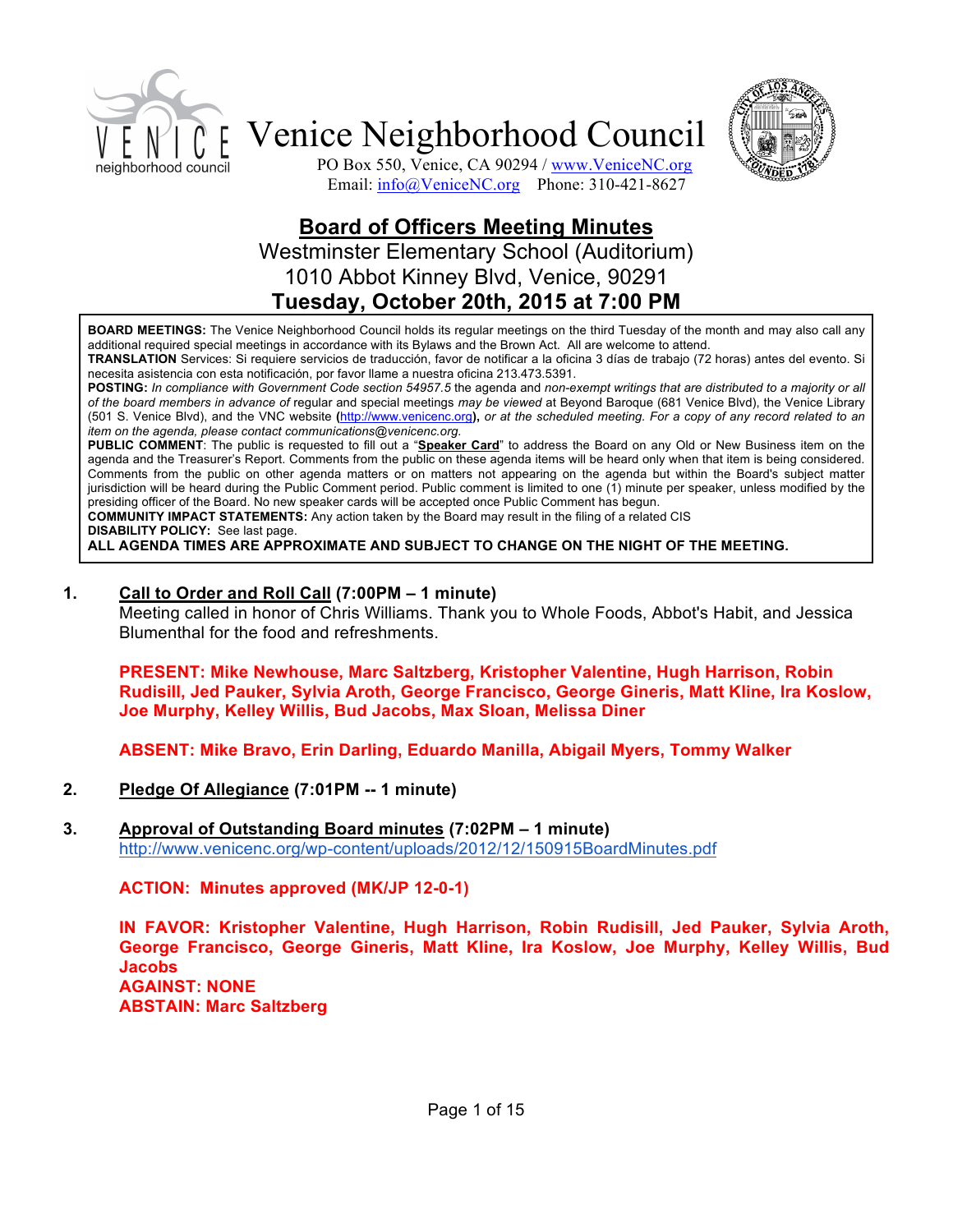# Venice Neighborhood Council

PO Box 550, Venice, CA 90294 / www.VeniceNC.org
Email: info@VeniceNC.org Phone: 310-421-8627

## Board of Officers Meeting Minutes

Westminster Elementary School (Auditorium)
1010 Abbot Kinney Blvd, Venice, 90291
**Tuesday, October 20th, 2015 at 7:00 PM**

**BOARD MEETINGS:** The Venice Neighborhood Council holds its regular meetings on the third Tuesday of the month and may also call any additional required special meetings in accordance with its Bylaws and the Brown Act. All are welcome to attend.
**TRANSLATION** Services: Si requiere servicios de traducción, favor de notificar a la oficina 3 días de trabajo (72 horas) antes del evento. Si necesita asistencia con esta notificación, por favor llame a nuestra oficina 213.473.5391.
**POSTING:** *In compliance with Government Code section 54957.5* the agenda and *non-exempt writings that are distributed to a majority or all of the board members in advance of* regular and special meetings *may be viewed* at Beyond Baroque (681 Venice Blvd), the Venice Library (501 S. Venice Blvd), and the VNC website **(**http://www.venicenc.org**),** *or at the scheduled meeting. For a copy of any record related to an item on the agenda, please contact communications@venicenc.org.*
**PUBLIC COMMENT**: The public is requested to fill out a "**Speaker Card**" to address the Board on any Old or New Business item on the agenda and the Treasurer's Report. Comments from the public on these agenda items will be heard only when that item is being considered. Comments from the public on other agenda matters or on matters not appearing on the agenda but within the Board's subject matter jurisdiction will be heard during the Public Comment period. Public comment is limited to one (1) minute per speaker, unless modified by the presiding officer of the Board. No new speaker cards will be accepted once Public Comment has begun.
**COMMUNITY IMPACT STATEMENTS:** Any action taken by the Board may result in the filing of a related CIS
**DISABILITY POLICY:** See last page.
**ALL AGENDA TIMES ARE APPROXIMATE AND SUBJECT TO CHANGE ON THE NIGHT OF THE MEETING.**

1. **Call to Order and Roll Call (7:00PM – 1 minute)**
   Meeting called in honor of Chris Williams. Thank you to Whole Foods, Abbot's Habit, and Jessica Blumenthal for the food and refreshments.

   **PRESENT: Mike Newhouse, Marc Saltzberg, Kristopher Valentine, Hugh Harrison, Robin Rudisill, Jed Pauker, Sylvia Aroth, George Francisco, George Gineris, Matt Kline, Ira Koslow, Joe Murphy, Kelley Willis, Bud Jacobs, Max Sloan, Melissa Diner**

   **ABSENT: Mike Bravo, Erin Darling, Eduardo Manilla, Abigail Myers, Tommy Walker**

2. **Pledge Of Allegiance (7:01PM -- 1 minute)**

3. **Approval of Outstanding Board minutes (7:02PM – 1 minute)**
   http://www.venicenc.org/wp-content/uploads/2012/12/150915BoardMinutes.pdf

   **ACTION: Minutes approved (MK/JP 12-0-1)**

   **IN FAVOR: Kristopher Valentine, Hugh Harrison, Robin Rudisill, Jed Pauker, Sylvia Aroth, George Francisco, George Gineris, Matt Kline, Ira Koslow, Joe Murphy, Kelley Willis, Bud Jacobs**
   **AGAINST: NONE**
   **ABSTAIN: Marc Saltzberg**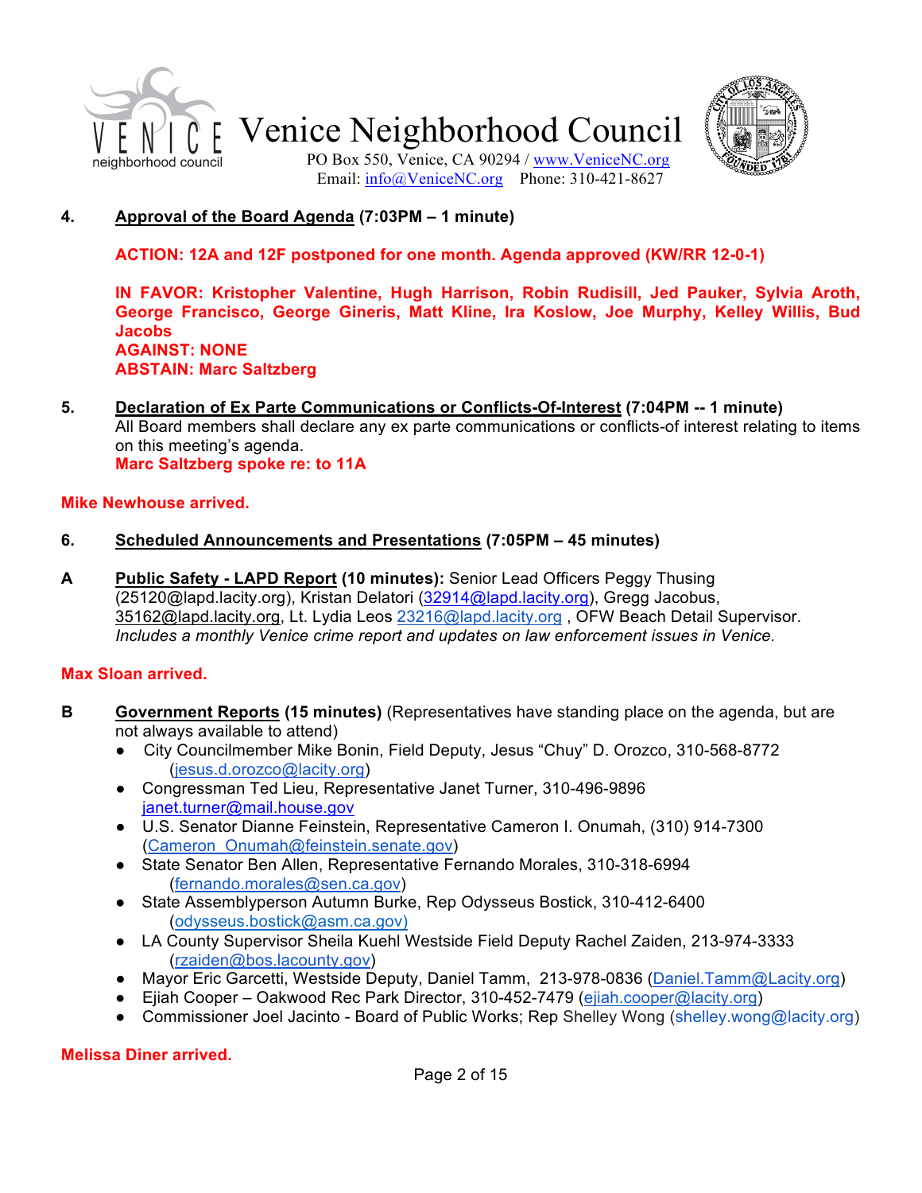**4. Approval of the Board Agenda (7:03PM – 1 minute)**

**ACTION: 12A and 12F postponed for one month. Agenda approved (KW/RR 12-0-1)**

**IN FAVOR: Kristopher Valentine, Hugh Harrison, Robin Rudisill, Jed Pauker, Sylvia Aroth, George Francisco, George Gineris, Matt Kline, Ira Koslow, Joe Murphy, Kelley Willis, Bud Jacobs**
**AGAINST: NONE**
**ABSTAIN: Marc Saltzberg**

**5. Declaration of Ex Parte Communications or Conflicts-Of-Interest (7:04PM -- 1 minute)**
All Board members shall declare any ex parte communications or conflicts-of interest relating to items on this meeting's agenda.
**Marc Saltzberg spoke re: to 11A**

**Mike Newhouse arrived.**

**6. Scheduled Announcements and Presentations (7:05PM – 45 minutes)**

**A Public Safety - LAPD Report (10 minutes):** Senior Lead Officers Peggy Thusing (25120@lapd.lacity.org), Kristan Delatori (32914@lapd.lacity.org), Gregg Jacobus, 35162@lapd.lacity.org, Lt. Lydia Leos 23216@lapd.lacity.org , OFW Beach Detail Supervisor. *Includes a monthly Venice crime report and updates on law enforcement issues in Venice.*

**Max Sloan arrived.**

**B Government Reports (15 minutes)** (Representatives have standing place on the agenda, but are not always available to attend)

- City Councilmember Mike Bonin, Field Deputy, Jesus "Chuy" D. Orozco, 310-568-8772 (jesus.d.orozco@lacity.org)
- Congressman Ted Lieu, Representative Janet Turner, 310-496-9896 janet.turner@mail.house.gov
- U.S. Senator Dianne Feinstein, Representative Cameron I. Onumah, (310) 914-7300 (Cameron_Onumah@feinstein.senate.gov)
- State Senator Ben Allen, Representative Fernando Morales, 310-318-6994 (fernando.morales@sen.ca.gov)
- State Assemblyperson Autumn Burke, Rep Odysseus Bostick, 310-412-6400 (odysseus.bostick@asm.ca.gov)
- LA County Supervisor Sheila Kuehl Westside Field Deputy Rachel Zaiden, 213-974-3333 (rzaiden@bos.lacounty.gov)
- Mayor Eric Garcetti, Westside Deputy, Daniel Tamm, 213-978-0836 (Daniel.Tamm@Lacity.org)
- Ejiah Cooper – Oakwood Rec Park Director, 310-452-7479 (ejiah.cooper@lacity.org)
- Commissioner Joel Jacinto - Board of Public Works; Rep Shelley Wong (shelley.wong@lacity.org)

**Melissa Diner arrived.**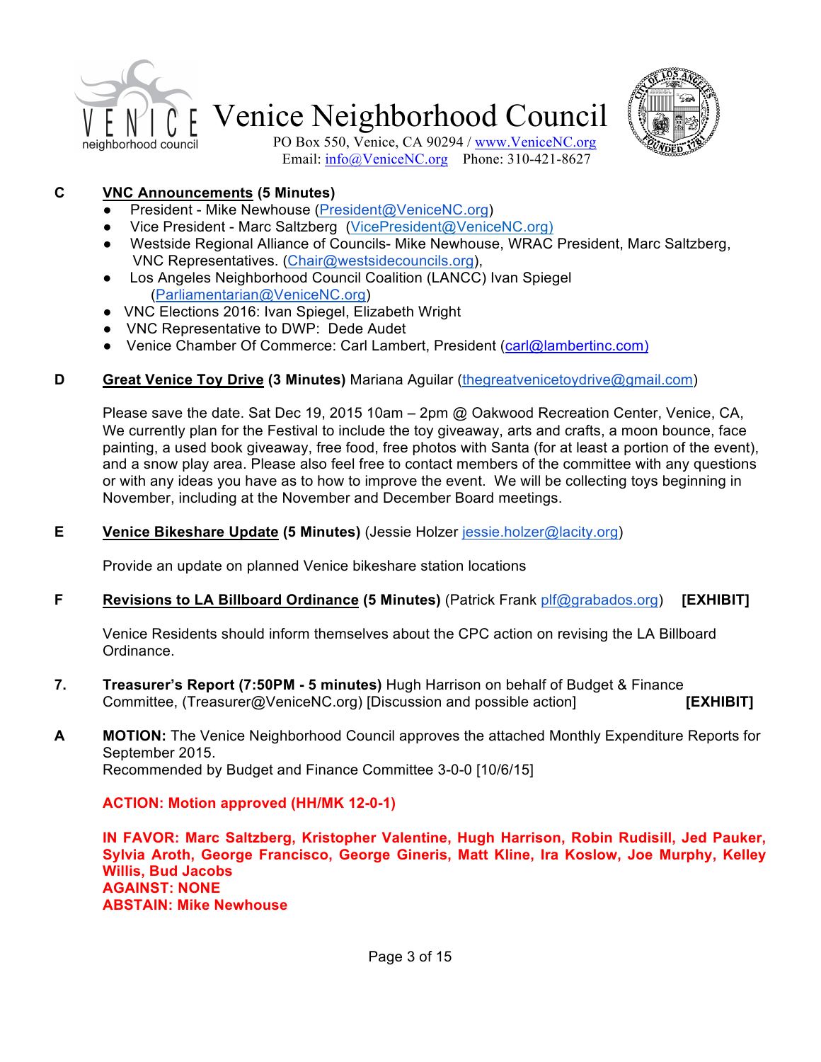C **VNC Announcements (5 Minutes)**

- President - Mike Newhouse (President@VeniceNC.org)
- Vice President - Marc Saltzberg (VicePresident@VeniceNC.org)
- Westside Regional Alliance of Councils- Mike Newhouse, WRAC President, Marc Saltzberg, VNC Representatives. (Chair@westsidecouncils.org),
- Los Angeles Neighborhood Council Coalition (LANCC) Ivan Spiegel (Parliamentarian@VeniceNC.org)
- VNC Elections 2016: Ivan Spiegel, Elizabeth Wright
- VNC Representative to DWP: Dede Audet
- Venice Chamber Of Commerce: Carl Lambert, President (carl@lambertinc.com)

D **Great Venice Toy Drive (3 Minutes)** Mariana Aguilar (thegreatvenicetoydrive@gmail.com)

Please save the date. Sat Dec 19, 2015 10am – 2pm @ Oakwood Recreation Center, Venice, CA, We currently plan for the Festival to include the toy giveaway, arts and crafts, a moon bounce, face painting, a used book giveaway, free food, free photos with Santa (for at least a portion of the event), and a snow play area. Please also feel free to contact members of the committee with any questions or with any ideas you have as to how to improve the event. We will be collecting toys beginning in November, including at the November and December Board meetings.

E **Venice Bikeshare Update (5 Minutes)** (Jessie Holzer jessie.holzer@lacity.org)

Provide an update on planned Venice bikeshare station locations

F **Revisions to LA Billboard Ordinance (5 Minutes)** (Patrick Frank plf@grabados.org) **[EXHIBIT]**

Venice Residents should inform themselves about the CPC action on revising the LA Billboard Ordinance.

7. **Treasurer's Report (7:50PM - 5 minutes)** Hugh Harrison on behalf of Budget & Finance Committee, (Treasurer@VeniceNC.org) [Discussion and possible action] **[EXHIBIT]**

A **MOTION:** The Venice Neighborhood Council approves the attached Monthly Expenditure Reports for September 2015.
Recommended by Budget and Finance Committee 3-0-0 [10/6/15]

**ACTION: Motion approved (HH/MK 12-0-1)**

**IN FAVOR: Marc Saltzberg, Kristopher Valentine, Hugh Harrison, Robin Rudisill, Jed Pauker, Sylvia Aroth, George Francisco, George Gineris, Matt Kline, Ira Koslow, Joe Murphy, Kelley Willis, Bud Jacobs**
**AGAINST: NONE**
**ABSTAIN: Mike Newhouse**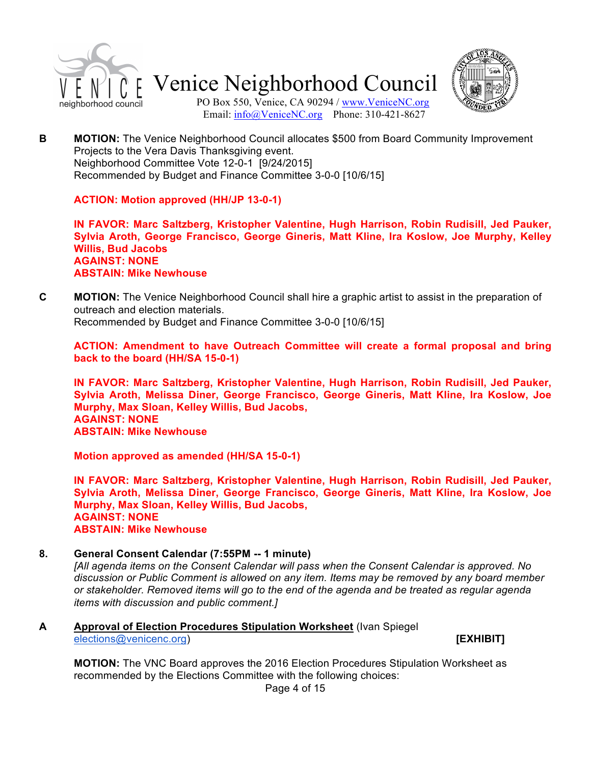**B** **MOTION:** The Venice Neighborhood Council allocates $500 from Board Community Improvement Projects to the Vera Davis Thanksgiving event.
Neighborhood Committee Vote 12-0-1 [9/24/2015]
Recommended by Budget and Finance Committee 3-0-0 [10/6/15]

**ACTION: Motion approved (HH/JP 13-0-1)**

**IN FAVOR: Marc Saltzberg, Kristopher Valentine, Hugh Harrison, Robin Rudisill, Jed Pauker, Sylvia Aroth, George Francisco, George Gineris, Matt Kline, Ira Koslow, Joe Murphy, Kelley Willis, Bud Jacobs**
**AGAINST: NONE**
**ABSTAIN: Mike Newhouse**

**C** **MOTION:** The Venice Neighborhood Council shall hire a graphic artist to assist in the preparation of outreach and election materials.
Recommended by Budget and Finance Committee 3-0-0 [10/6/15]

**ACTION: Amendment to have Outreach Committee will create a formal proposal and bring back to the board (HH/SA 15-0-1)**

**IN FAVOR: Marc Saltzberg, Kristopher Valentine, Hugh Harrison, Robin Rudisill, Jed Pauker, Sylvia Aroth, Melissa Diner, George Francisco, George Gineris, Matt Kline, Ira Koslow, Joe Murphy, Max Sloan, Kelley Willis, Bud Jacobs,**
**AGAINST: NONE**
**ABSTAIN: Mike Newhouse**

**Motion approved as amended (HH/SA 15-0-1)**

**IN FAVOR: Marc Saltzberg, Kristopher Valentine, Hugh Harrison, Robin Rudisill, Jed Pauker, Sylvia Aroth, Melissa Diner, George Francisco, George Gineris, Matt Kline, Ira Koslow, Joe Murphy, Max Sloan, Kelley Willis, Bud Jacobs,**
**AGAINST: NONE**
**ABSTAIN: Mike Newhouse**

**8. General Consent Calendar (7:55PM -- 1 minute)**
*[All agenda items on the Consent Calendar will pass when the Consent Calendar is approved. No discussion or Public Comment is allowed on any item. Items may be removed by any board member or stakeholder. Removed items will go to the end of the agenda and be treated as regular agenda items with discussion and public comment.]*

**A** **Approval of Election Procedures Stipulation Worksheet** (Ivan Spiegel elections@venicenc.org) **[EXHIBIT]**

**MOTION:** The VNC Board approves the 2016 Election Procedures Stipulation Worksheet as recommended by the Elections Committee with the following choices: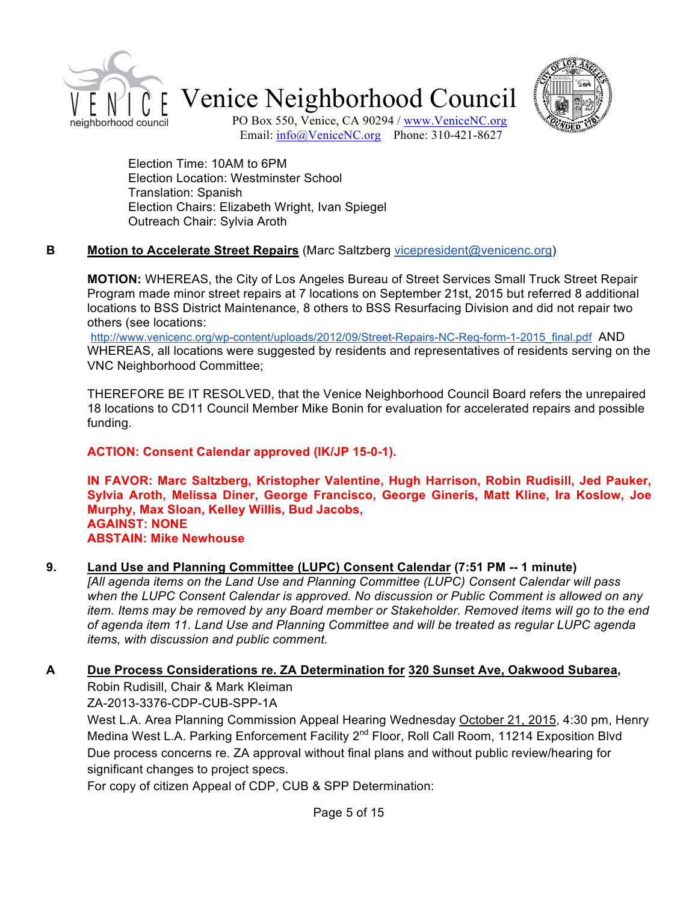Election Time: 10AM to 6PM
Election Location: Westminster School
Translation: Spanish
Election Chairs: Elizabeth Wright, Ivan Spiegel
Outreach Chair: Sylvia Aroth

**B** **Motion to Accelerate Street Repairs** (Marc Saltzberg vicepresident@venicenc.org)

**MOTION:** WHEREAS, the City of Los Angeles Bureau of Street Services Small Truck Street Repair Program made minor street repairs at 7 locations on September 21st, 2015 but referred 8 additional locations to BSS District Maintenance, 8 others to BSS Resurfacing Division and did not repair two others (see locations: http://www.venicenc.org/wp-content/uploads/2012/09/Street-Repairs-NC-Req-form-1-2015_final.pdf AND WHEREAS, all locations were suggested by residents and representatives of residents serving on the VNC Neighborhood Committee;

THEREFORE BE IT RESOLVED, that the Venice Neighborhood Council Board refers the unrepaired 18 locations to CD11 Council Member Mike Bonin for evaluation for accelerated repairs and possible funding.

**ACTION: Consent Calendar approved (IK/JP 15-0-1).**

**IN FAVOR: Marc Saltzberg, Kristopher Valentine, Hugh Harrison, Robin Rudisill, Jed Pauker, Sylvia Aroth, Melissa Diner, George Francisco, George Gineris, Matt Kline, Ira Koslow, Joe Murphy, Max Sloan, Kelley Willis, Bud Jacobs,**
**AGAINST: NONE**
**ABSTAIN: Mike Newhouse**

**9.** **Land Use and Planning Committee (LUPC) Consent Calendar (7:51 PM -- 1 minute)**
*[All agenda items on the Land Use and Planning Committee (LUPC) Consent Calendar will pass when the LUPC Consent Calendar is approved. No discussion or Public Comment is allowed on any item. Items may be removed by any Board member or Stakeholder. Removed items will go to the end of agenda item 11. Land Use and Planning Committee and will be treated as regular LUPC agenda items, with discussion and public comment.*

**A** **Due Process Considerations re. ZA Determination for 320 Sunset Ave, Oakwood Subarea,**
Robin Rudisill, Chair & Mark Kleiman
ZA-2013-3376-CDP-CUB-SPP-1A
West L.A. Area Planning Commission Appeal Hearing Wednesday October 21, 2015, 4:30 pm, Henry Medina West L.A. Parking Enforcement Facility 2nd Floor, Roll Call Room, 11214 Exposition Blvd
Due process concerns re. ZA approval without final plans and without public review/hearing for significant changes to project specs.
For copy of citizen Appeal of CDP, CUB & SPP Determination: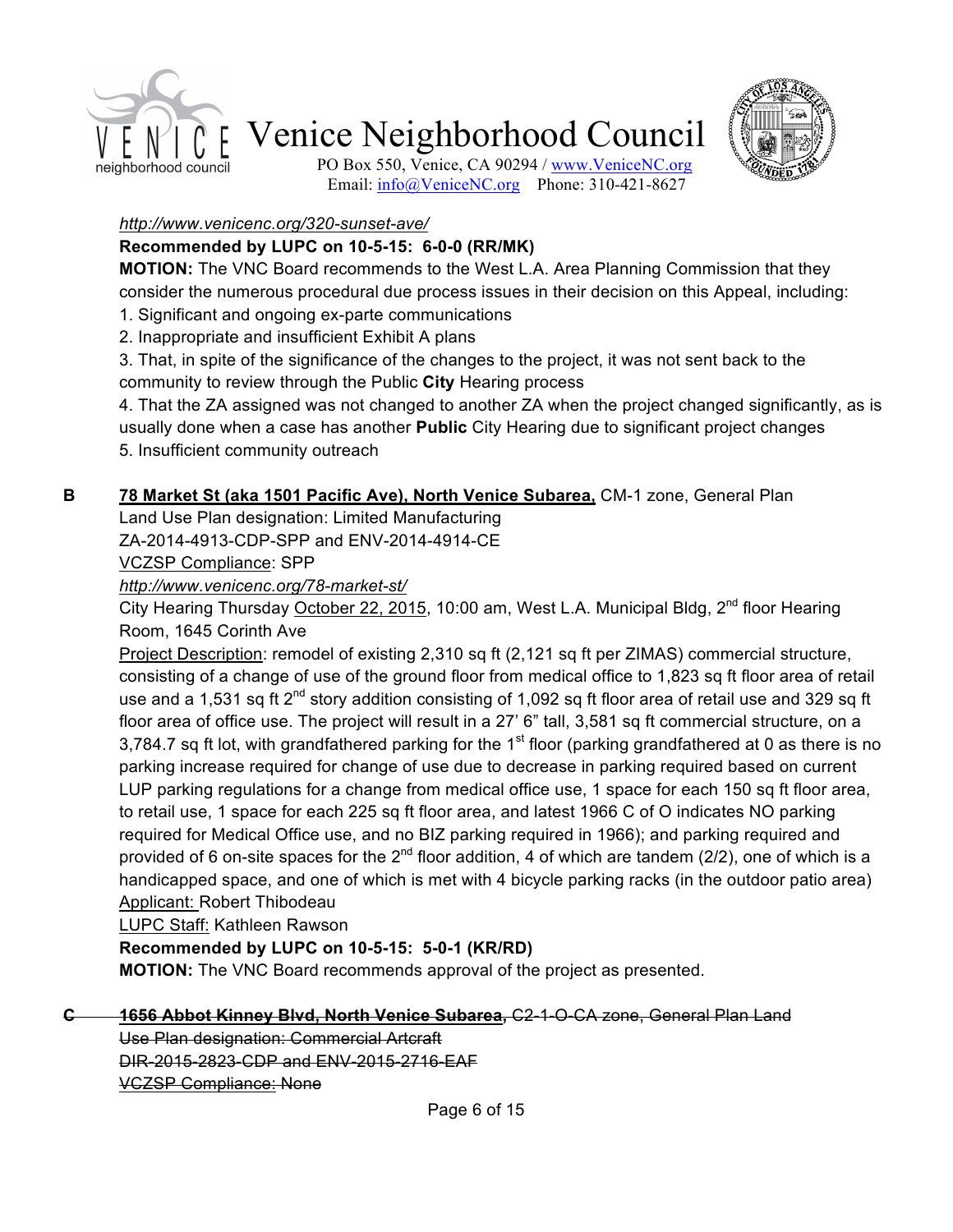*http://www.venicenc.org/320-sunset-ave/*

**Recommended by LUPC on 10-5-15: 6-0-0 (RR/MK)**

**MOTION:** The VNC Board recommends to the West L.A. Area Planning Commission that they consider the numerous procedural due process issues in their decision on this Appeal, including:

1. Significant and ongoing ex-parte communications
2. Inappropriate and insufficient Exhibit A plans
3. That, in spite of the significance of the changes to the project, it was not sent back to the community to review through the Public **City** Hearing process
4. That the ZA assigned was not changed to another ZA when the project changed significantly, as is usually done when a case has another **Public** City Hearing due to significant project changes
5. Insufficient community outreach

**B** **78 Market St (aka 1501 Pacific Ave), North Venice Subarea,** CM-1 zone, General Plan Land Use Plan designation: Limited Manufacturing

ZA-2014-4913-CDP-SPP and ENV-2014-4914-CE

VCZSP Compliance: SPP

*http://www.venicenc.org/78-market-st/*

City Hearing Thursday October 22, 2015, 10:00 am, West L.A. Municipal Bldg, 2nd floor Hearing Room, 1645 Corinth Ave

Project Description: remodel of existing 2,310 sq ft (2,121 sq ft per ZIMAS) commercial structure, consisting of a change of use of the ground floor from medical office to 1,823 sq ft floor area of retail use and a 1,531 sq ft 2nd story addition consisting of 1,092 sq ft floor area of retail use and 329 sq ft floor area of office use. The project will result in a 27' 6" tall, 3,581 sq ft commercial structure, on a 3,784.7 sq ft lot, with grandfathered parking for the 1st floor (parking grandfathered at 0 as there is no parking increase required for change of use due to decrease in parking required based on current LUP parking regulations for a change from medical office use, 1 space for each 150 sq ft floor area, to retail use, 1 space for each 225 sq ft floor area, and latest 1966 C of O indicates NO parking required for Medical Office use, and no BIZ parking required in 1966); and parking required and provided of 6 on-site spaces for the 2nd floor addition, 4 of which are tandem (2/2), one of which is a handicapped space, and one of which is met with 4 bicycle parking racks (in the outdoor patio area)

Applicant: Robert Thibodeau

LUPC Staff: Kathleen Rawson

**Recommended by LUPC on 10-5-15: 5-0-1 (KR/RD)**

**MOTION:** The VNC Board recommends approval of the project as presented.

~~**C** **1656 Abbot Kinney Blvd, North Venice Subarea,** C2-1-O-CA zone, General Plan Land Use Plan designation: Commercial Artcraft~~

~~DIR-2015-2823-CDP and ENV-2015-2716-EAF~~

~~VCZSP Compliance: None~~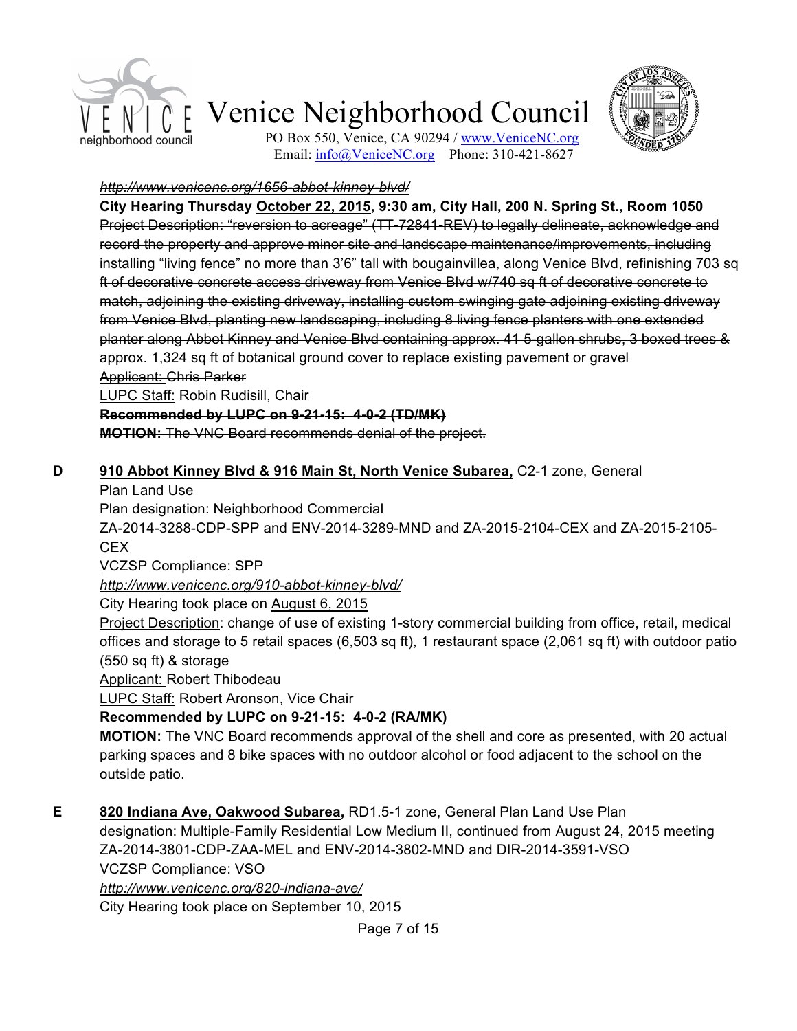~~*http://www.venicenc.org/1656-abbot-kinney-blvd/*~~

~~**City Hearing Thursday October 22, 2015, 9:30 am, City Hall, 200 N. Spring St., Room 1050**~~

~~Project Description: "reversion to acreage" (TT-72841-REV) to legally delineate, acknowledge and record the property and approve minor site and landscape maintenance/improvements, including installing "living fence" no more than 3'6" tall with bougainvillea, along Venice Blvd, refinishing 703 sq ft of decorative concrete access driveway from Venice Blvd w/740 sq ft of decorative concrete to match, adjoining the existing driveway, installing custom swinging gate adjoining existing driveway from Venice Blvd, planting new landscaping, including 8 living fence planters with one extended planter along Abbot Kinney and Venice Blvd containing approx. 41 5-gallon shrubs, 3 boxed trees & approx. 1,324 sq ft of botanical ground cover to replace existing pavement or gravel~~

~~Applicant: Chris Parker~~

~~LUPC Staff: Robin Rudisill, Chair~~

~~**Recommended by LUPC on 9-21-15: 4-0-2 (TD/MK)**~~

~~**MOTION:** The VNC Board recommends denial of the project.~~

**D** **910 Abbot Kinney Blvd & 916 Main St, North Venice Subarea,** C2-1 zone, General Plan Land Use

Plan designation: Neighborhood Commercial

ZA-2014-3288-CDP-SPP and ENV-2014-3289-MND and ZA-2015-2104-CEX and ZA-2015-2105-CEX

VCZSP Compliance: SPP

*http://www.venicenc.org/910-abbot-kinney-blvd/*

City Hearing took place on August 6, 2015

Project Description: change of use of existing 1-story commercial building from office, retail, medical offices and storage to 5 retail spaces (6,503 sq ft), 1 restaurant space (2,061 sq ft) with outdoor patio (550 sq ft) & storage

Applicant: Robert Thibodeau

LUPC Staff: Robert Aronson, Vice Chair

**Recommended by LUPC on 9-21-15: 4-0-2 (RA/MK)**

**MOTION:** The VNC Board recommends approval of the shell and core as presented, with 20 actual parking spaces and 8 bike spaces with no outdoor alcohol or food adjacent to the school on the outside patio.

**E** **820 Indiana Ave, Oakwood Subarea,** RD1.5-1 zone, General Plan Land Use Plan designation: Multiple-Family Residential Low Medium II, continued from August 24, 2015 meeting

ZA-2014-3801-CDP-ZAA-MEL and ENV-2014-3802-MND and DIR-2014-3591-VSO

VCZSP Compliance: VSO

*http://www.venicenc.org/820-indiana-ave/*

City Hearing took place on September 10, 2015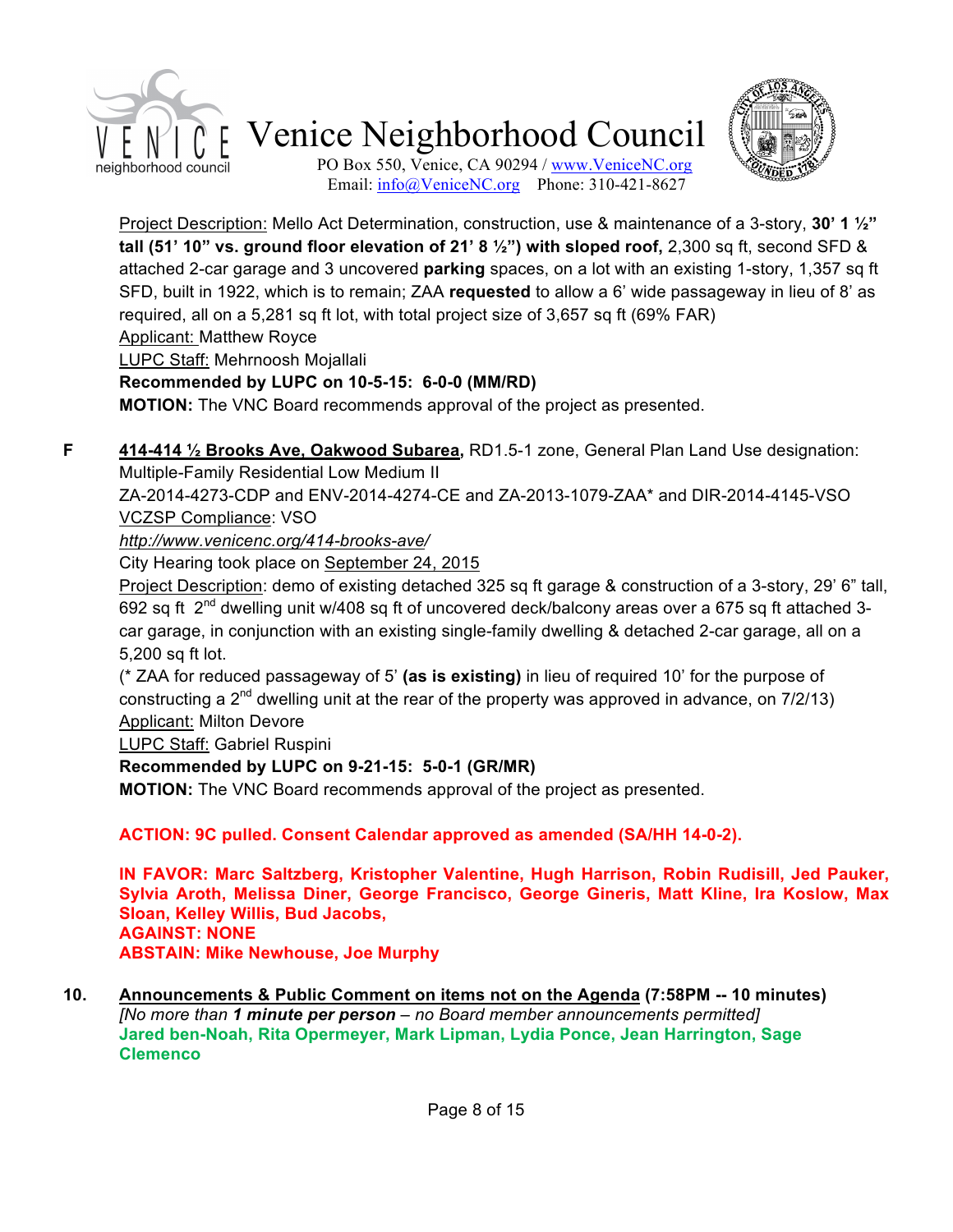Project Description: Mello Act Determination, construction, use & maintenance of a 3-story, **30' 1 ½" tall (51' 10" vs. ground floor elevation of 21' 8 ½") with sloped roof,** 2,300 sq ft, second SFD & attached 2-car garage and 3 uncovered **parking** spaces, on a lot with an existing 1-story, 1,357 sq ft SFD, built in 1922, which is to remain; ZAA **requested** to allow a 6' wide passageway in lieu of 8' as required, all on a 5,281 sq ft lot, with total project size of 3,657 sq ft (69% FAR)

Applicant: Matthew Royce

LUPC Staff: Mehrnoosh Mojallali

**Recommended by LUPC on 10-5-15: 6-0-0 (MM/RD)**

**MOTION:** The VNC Board recommends approval of the project as presented.

**F** **414-414 ½ Brooks Ave, Oakwood Subarea,** RD1.5-1 zone, General Plan Land Use designation: Multiple-Family Residential Low Medium II

ZA-2014-4273-CDP and ENV-2014-4274-CE and ZA-2013-1079-ZAA* and DIR-2014-4145-VSO

VCZSP Compliance: VSO

*http://www.venicenc.org/414-brooks-ave/*

City Hearing took place on September 24, 2015

Project Description: demo of existing detached 325 sq ft garage & construction of a 3-story, 29' 6" tall, 692 sq ft 2nd dwelling unit w/408 sq ft of uncovered deck/balcony areas over a 675 sq ft attached 3-car garage, in conjunction with an existing single-family dwelling & detached 2-car garage, all on a 5,200 sq ft lot.

(* ZAA for reduced passageway of 5' **(as is existing)** in lieu of required 10' for the purpose of constructing a 2nd dwelling unit at the rear of the property was approved in advance, on 7/2/13)

Applicant: Milton Devore

LUPC Staff: Gabriel Ruspini

**Recommended by LUPC on 9-21-15: 5-0-1 (GR/MR)**

**MOTION:** The VNC Board recommends approval of the project as presented.

**ACTION: 9C pulled. Consent Calendar approved as amended (SA/HH 14-0-2).**

**IN FAVOR: Marc Saltzberg, Kristopher Valentine, Hugh Harrison, Robin Rudisill, Jed Pauker, Sylvia Aroth, Melissa Diner, George Francisco, George Gineris, Matt Kline, Ira Koslow, Max Sloan, Kelley Willis, Bud Jacobs,**
**AGAINST: NONE**
**ABSTAIN: Mike Newhouse, Joe Murphy**

**10.** **Announcements & Public Comment on items not on the Agenda (7:58PM -- 10 minutes)**
*[No more than **1 minute per person** – no Board member announcements permitted]*
**Jared ben-Noah, Rita Opermeyer, Mark Lipman, Lydia Ponce, Jean Harrington, Sage Clemenco**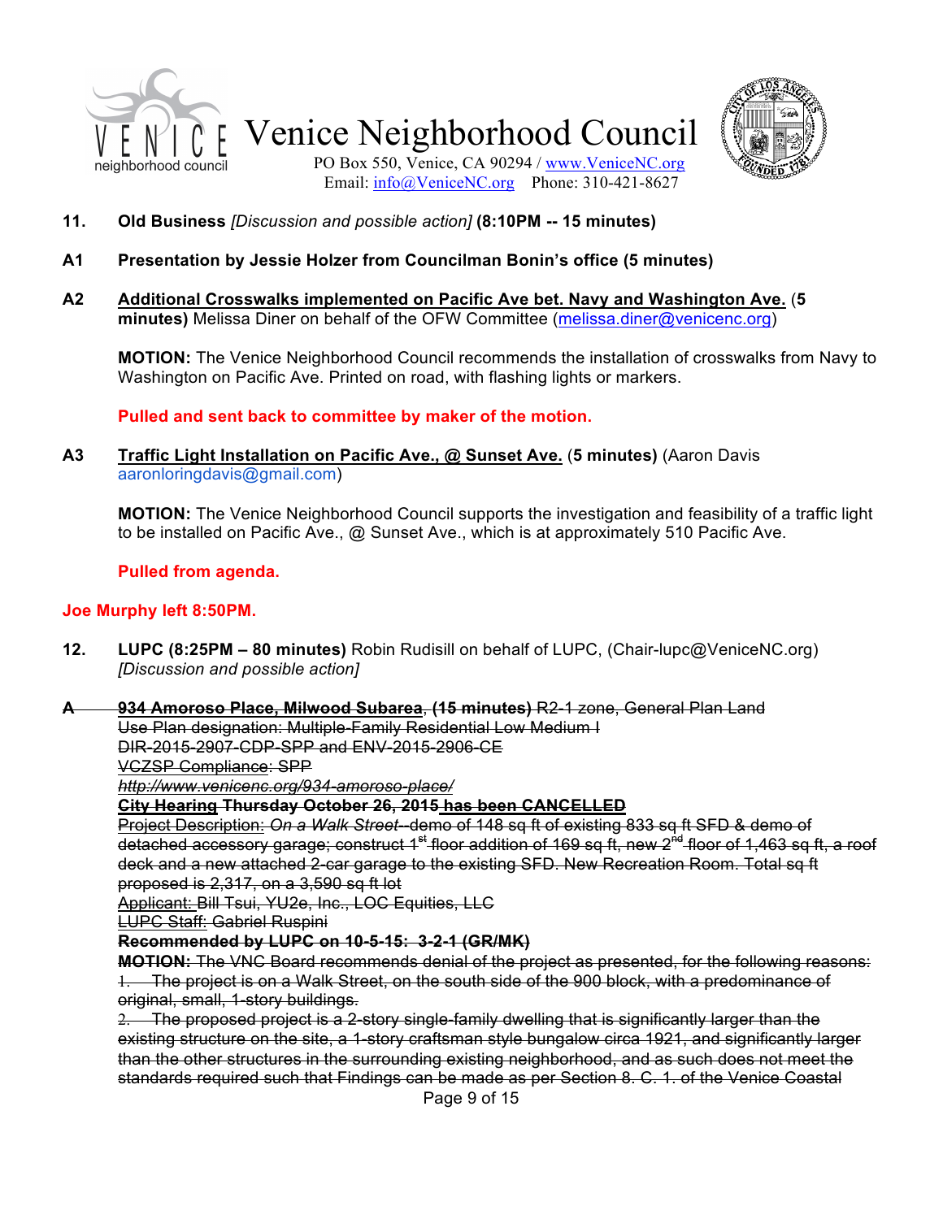**11. Old Business** *[Discussion and possible action]* **(8:10PM -- 15 minutes)**

**A1 Presentation by Jessie Holzer from Councilman Bonin's office (5 minutes)**

**A2 Additional Crosswalks implemented on Pacific Ave bet. Navy and Washington Ave. (5 minutes)** Melissa Diner on behalf of the OFW Committee (melissa.diner@venicenc.org)

**MOTION:** The Venice Neighborhood Council recommends the installation of crosswalks from Navy to Washington on Pacific Ave. Printed on road, with flashing lights or markers.

**Pulled and sent back to committee by maker of the motion.**

**A3 Traffic Light Installation on Pacific Ave., @ Sunset Ave. (5 minutes)** (Aaron Davis aaronloringdavis@gmail.com)

**MOTION:** The Venice Neighborhood Council supports the investigation and feasibility of a traffic light to be installed on Pacific Ave., @ Sunset Ave., which is at approximately 510 Pacific Ave.

**Pulled from agenda.**

**Joe Murphy left 8:50PM.**

**12. LUPC (8:25PM – 80 minutes)** Robin Rudisill on behalf of LUPC, (Chair-lupc@VeniceNC.org) *[Discussion and possible action]*

~~**A 934 Amoroso Place, Milwood Subarea, (15 minutes)** R2-1 zone, General Plan Land Use Plan designation: Multiple-Family Residential Low Medium I~~
~~DIR-2015-2907-CDP-SPP and ENV-2015-2906-CE~~
~~VCZSP Compliance: SPP~~
~~*http://www.venicenc.org/934-amoroso-place/*~~
~~**City Hearing Thursday October 26, 2015 has been CANCELLED**~~
~~Project Description: *On a Walk Street*--demo of 148 sq ft of existing 833 sq ft SFD & demo of detached accessory garage; construct 1st floor addition of 169 sq ft, new 2nd floor of 1,463 sq ft, a roof deck and a new attached 2-car garage to the existing SFD. New Recreation Room. Total sq ft proposed is 2,317, on a 3,590 sq ft lot~~
~~Applicant: Bill Tsui, YU2e, Inc., LOC Equities, LLC~~
~~LUPC Staff: Gabriel Ruspini~~
~~**Recommended by LUPC on 10-5-15: 3-2-1 (GR/MK)**~~
~~**MOTION:** The VNC Board recommends denial of the project as presented, for the following reasons:~~
~~1. The project is on a Walk Street, on the south side of the 900 block, with a predominance of original, small, 1-story buildings.~~
~~2. The proposed project is a 2-story single-family dwelling that is significantly larger than the existing structure on the site, a 1-story craftsman style bungalow circa 1921, and significantly larger than the other structures in the surrounding existing neighborhood, and as such does not meet the standards required such that Findings can be made as per Section 8. C. 1. of the Venice Coastal~~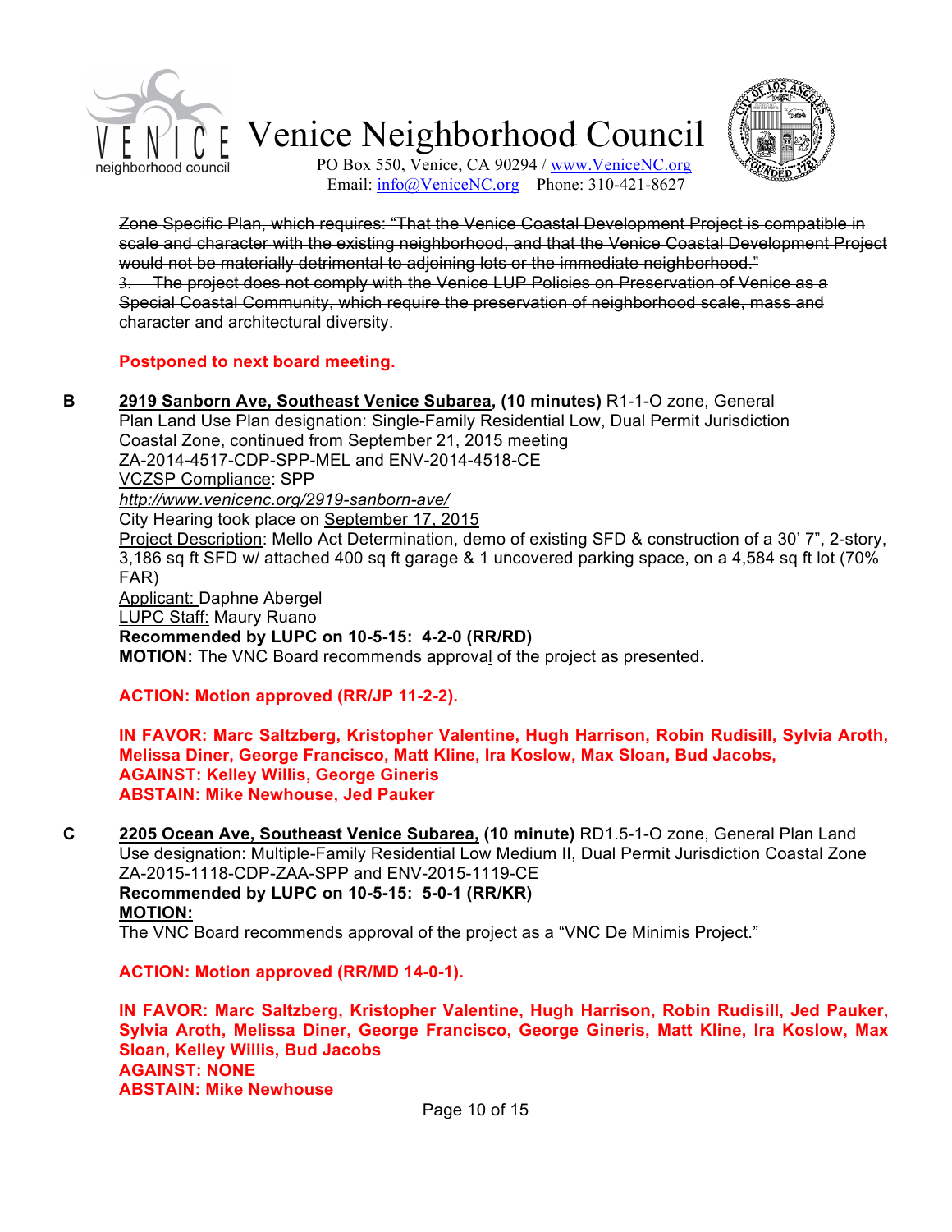~~Zone Specific Plan, which requires: "That the Venice Coastal Development Project is compatible in scale and character with the existing neighborhood, and that the Venice Coastal Development Project would not be materially detrimental to adjoining lots or the immediate neighborhood."~~

~~3. The project does not comply with the Venice LUP Policies on Preservation of Venice as a Special Coastal Community, which require the preservation of neighborhood scale, mass and character and architectural diversity.~~

**Postponed to next board meeting.**

**B** **2919 Sanborn Ave, Southeast Venice Subarea, (10 minutes)** R1-1-O zone, General Plan Land Use Plan designation: Single-Family Residential Low, Dual Permit Jurisdiction Coastal Zone, continued from September 21, 2015 meeting
ZA-2014-4517-CDP-SPP-MEL and ENV-2014-4518-CE
VCZSP Compliance: SPP
*http://www.venicenc.org/2919-sanborn-ave/*
City Hearing took place on September 17, 2015
Project Description: Mello Act Determination, demo of existing SFD & construction of a 30' 7", 2-story, 3,186 sq ft SFD w/ attached 400 sq ft garage & 1 uncovered parking space, on a 4,584 sq ft lot (70% FAR)
Applicant: Daphne Abergel
LUPC Staff: Maury Ruano
**Recommended by LUPC on 10-5-15: 4-2-0 (RR/RD)**
**MOTION:** The VNC Board recommends approval of the project as presented.

**ACTION: Motion approved (RR/JP 11-2-2).**

**IN FAVOR: Marc Saltzberg, Kristopher Valentine, Hugh Harrison, Robin Rudisill, Sylvia Aroth, Melissa Diner, George Francisco, Matt Kline, Ira Koslow, Max Sloan, Bud Jacobs,**
**AGAINST: Kelley Willis, George Gineris**
**ABSTAIN: Mike Newhouse, Jed Pauker**

**C** **2205 Ocean Ave, Southeast Venice Subarea, (10 minute)** RD1.5-1-O zone, General Plan Land Use designation: Multiple-Family Residential Low Medium II, Dual Permit Jurisdiction Coastal Zone
ZA-2015-1118-CDP-ZAA-SPP and ENV-2015-1119-CE
**Recommended by LUPC on 10-5-15: 5-0-1 (RR/KR)**
**MOTION:**
The VNC Board recommends approval of the project as a "VNC De Minimis Project."

**ACTION: Motion approved (RR/MD 14-0-1).**

**IN FAVOR: Marc Saltzberg, Kristopher Valentine, Hugh Harrison, Robin Rudisill, Jed Pauker, Sylvia Aroth, Melissa Diner, George Francisco, George Gineris, Matt Kline, Ira Koslow, Max Sloan, Kelley Willis, Bud Jacobs**
**AGAINST: NONE**
**ABSTAIN: Mike Newhouse**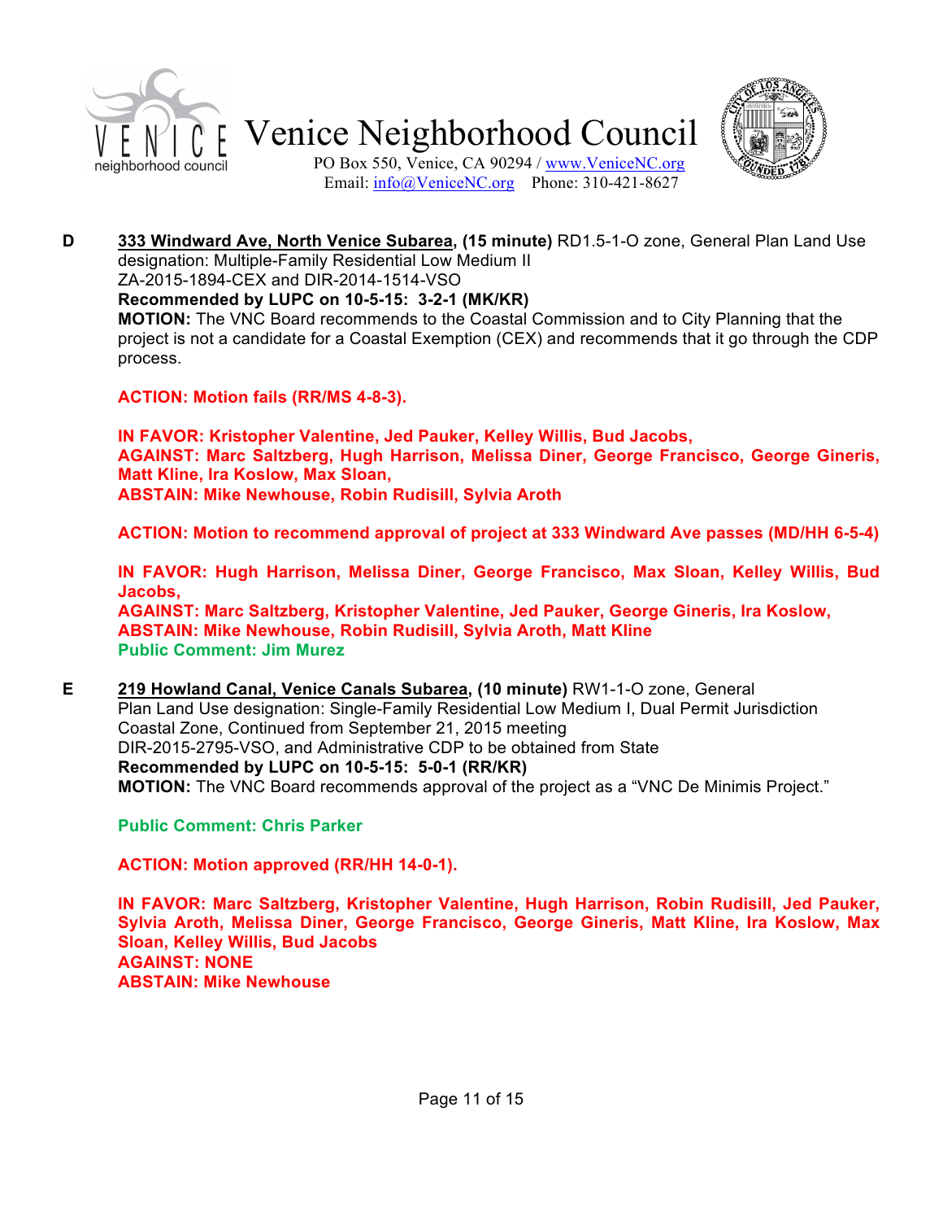**D** **333 Windward Ave, North Venice Subarea, (15 minute)** RD1.5-1-O zone, General Plan Land Use designation: Multiple-Family Residential Low Medium II
ZA-2015-1894-CEX and DIR-2014-1514-VSO
**Recommended by LUPC on 10-5-15: 3-2-1 (MK/KR)**
**MOTION:** The VNC Board recommends to the Coastal Commission and to City Planning that the project is not a candidate for a Coastal Exemption (CEX) and recommends that it go through the CDP process.

**ACTION: Motion fails (RR/MS 4-8-3).**

**IN FAVOR: Kristopher Valentine, Jed Pauker, Kelley Willis, Bud Jacobs,**
**AGAINST: Marc Saltzberg, Hugh Harrison, Melissa Diner, George Francisco, George Gineris, Matt Kline, Ira Koslow, Max Sloan,**
**ABSTAIN: Mike Newhouse, Robin Rudisill, Sylvia Aroth**

**ACTION: Motion to recommend approval of project at 333 Windward Ave passes (MD/HH 6-5-4)**

**IN FAVOR: Hugh Harrison, Melissa Diner, George Francisco, Max Sloan, Kelley Willis, Bud Jacobs,**
**AGAINST: Marc Saltzberg, Kristopher Valentine, Jed Pauker, George Gineris, Ira Koslow,**
**ABSTAIN: Mike Newhouse, Robin Rudisill, Sylvia Aroth, Matt Kline**
**Public Comment: Jim Murez**

**E** **219 Howland Canal, Venice Canals Subarea, (10 minute)** RW1-1-O zone, General Plan Land Use designation: Single-Family Residential Low Medium I, Dual Permit Jurisdiction Coastal Zone, Continued from September 21, 2015 meeting
DIR-2015-2795-VSO, and Administrative CDP to be obtained from State
**Recommended by LUPC on 10-5-15: 5-0-1 (RR/KR)**
**MOTION:** The VNC Board recommends approval of the project as a "VNC De Minimis Project."

**Public Comment: Chris Parker**

**ACTION: Motion approved (RR/HH 14-0-1).**

**IN FAVOR: Marc Saltzberg, Kristopher Valentine, Hugh Harrison, Robin Rudisill, Jed Pauker, Sylvia Aroth, Melissa Diner, George Francisco, George Gineris, Matt Kline, Ira Koslow, Max Sloan, Kelley Willis, Bud Jacobs**
**AGAINST: NONE**
**ABSTAIN: Mike Newhouse**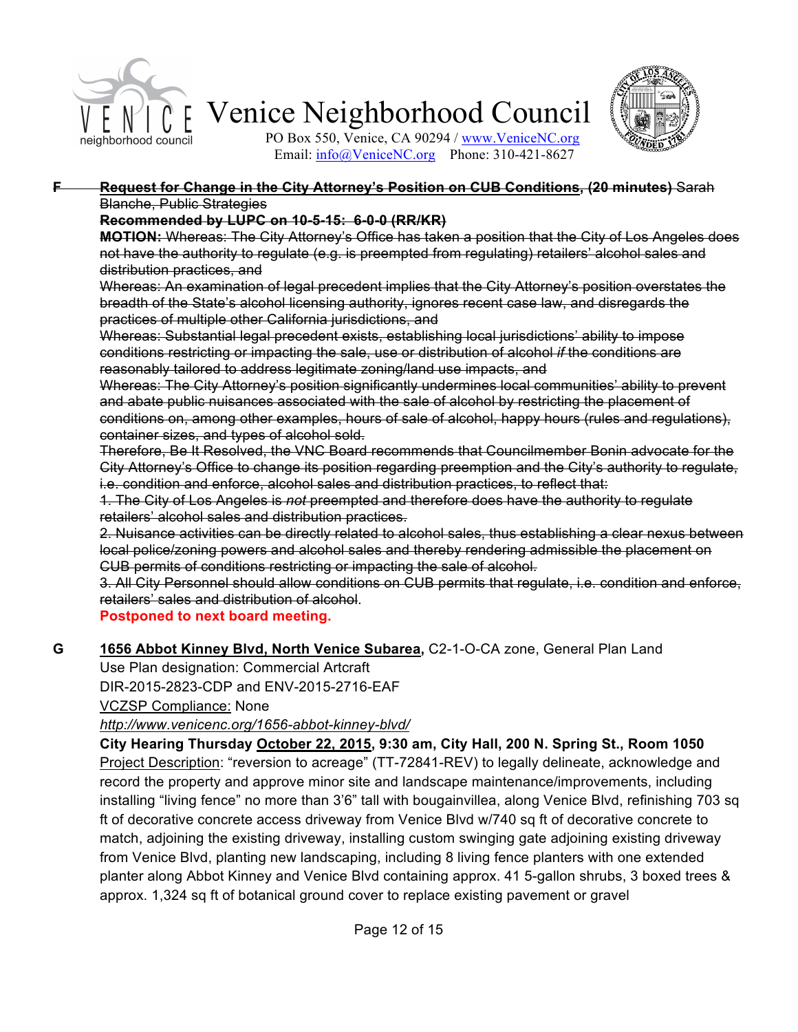~~**F Request for Change in the City Attorney's Position on CUB Conditions, (20 minutes)** Sarah Blanche, Public Strategies~~

~~**Recommended by LUPC on 10-5-15: 6-0-0 (RR/KR)**~~

~~**MOTION:** Whereas: The City Attorney's Office has taken a position that the City of Los Angeles does not have the authority to regulate (e.g. is preempted from regulating) retailers' alcohol sales and distribution practices, and~~

~~Whereas: An examination of legal precedent implies that the City Attorney's position overstates the breadth of the State's alcohol licensing authority, ignores recent case law, and disregards the practices of multiple other California jurisdictions, and~~

~~Whereas: Substantial legal precedent exists, establishing local jurisdictions' ability to impose conditions restricting or impacting the sale, use or distribution of alcohol *if* the conditions are reasonably tailored to address legitimate zoning/land use impacts, and~~

~~Whereas: The City Attorney's position significantly undermines local communities' ability to prevent and abate public nuisances associated with the sale of alcohol by restricting the placement of conditions on, among other examples, hours of sale of alcohol, happy hours (rules and regulations), container sizes, and types of alcohol sold.~~

~~Therefore, Be It Resolved, the VNC Board recommends that Councilmember Bonin advocate for the City Attorney's Office to change its position regarding preemption and the City's authority to regulate, i.e. condition and enforce, alcohol sales and distribution practices, to reflect that:~~

~~1. The City of Los Angeles is *not* preempted and therefore does have the authority to regulate retailers' alcohol sales and distribution practices.~~

~~2. Nuisance activities can be directly related to alcohol sales, thus establishing a clear nexus between local police/zoning powers and alcohol sales and thereby rendering admissible the placement on CUB permits of conditions restricting or impacting the sale of alcohol.~~

~~3. All City Personnel should allow conditions on CUB permits that regulate, i.e. condition and enforce, retailers' sales and distribution of alcohol.~~

**Postponed to next board meeting.**

**G** **1656 Abbot Kinney Blvd, North Venice Subarea,** C2-1-O-CA zone, General Plan Land Use Plan designation: Commercial Artcraft

DIR-2015-2823-CDP and ENV-2015-2716-EAF

VCZSP Compliance: None

*http://www.venicenc.org/1656-abbot-kinney-blvd/*

**City Hearing Thursday October 22, 2015, 9:30 am, City Hall, 200 N. Spring St., Room 1050**

Project Description: "reversion to acreage" (TT-72841-REV) to legally delineate, acknowledge and record the property and approve minor site and landscape maintenance/improvements, including installing "living fence" no more than 3'6" tall with bougainvillea, along Venice Blvd, refinishing 703 sq ft of decorative concrete access driveway from Venice Blvd w/740 sq ft of decorative concrete to match, adjoining the existing driveway, installing custom swinging gate adjoining existing driveway from Venice Blvd, planting new landscaping, including 8 living fence planters with one extended planter along Abbot Kinney and Venice Blvd containing approx. 41 5-gallon shrubs, 3 boxed trees & approx. 1,324 sq ft of botanical ground cover to replace existing pavement or gravel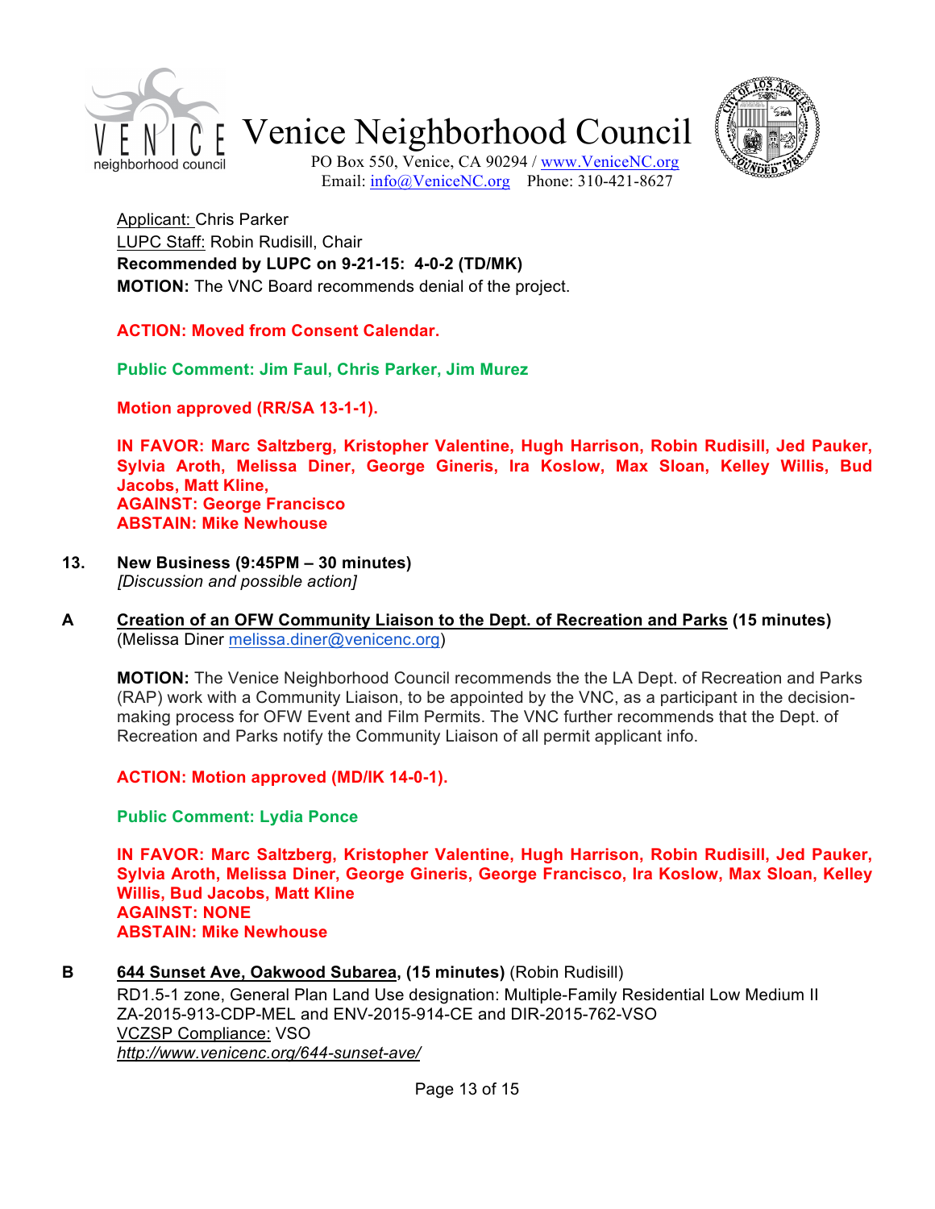Applicant: Chris Parker
LUPC Staff: Robin Rudisill, Chair
**Recommended by LUPC on 9-21-15: 4-0-2 (TD/MK)**
**MOTION:** The VNC Board recommends denial of the project.

**ACTION: Moved from Consent Calendar.**

**Public Comment: Jim Faul, Chris Parker, Jim Murez**

**Motion approved (RR/SA 13-1-1).**

**IN FAVOR: Marc Saltzberg, Kristopher Valentine, Hugh Harrison, Robin Rudisill, Jed Pauker, Sylvia Aroth, Melissa Diner, George Gineris, Ira Koslow, Max Sloan, Kelley Willis, Bud Jacobs, Matt Kline,**
**AGAINST: George Francisco**
**ABSTAIN: Mike Newhouse**

**13. New Business (9:45PM – 30 minutes)**
*[Discussion and possible action]*

**A** **Creation of an OFW Community Liaison to the Dept. of Recreation and Parks (15 minutes)** (Melissa Diner melissa.diner@venicenc.org)

**MOTION:** The Venice Neighborhood Council recommends the the LA Dept. of Recreation and Parks (RAP) work with a Community Liaison, to be appointed by the VNC, as a participant in the decision-making process for OFW Event and Film Permits. The VNC further recommends that the Dept. of Recreation and Parks notify the Community Liaison of all permit applicant info.

**ACTION: Motion approved (MD/IK 14-0-1).**

**Public Comment: Lydia Ponce**

**IN FAVOR: Marc Saltzberg, Kristopher Valentine, Hugh Harrison, Robin Rudisill, Jed Pauker, Sylvia Aroth, Melissa Diner, George Gineris, George Francisco, Ira Koslow, Max Sloan, Kelley Willis, Bud Jacobs, Matt Kline**
**AGAINST: NONE**
**ABSTAIN: Mike Newhouse**

**B** **644 Sunset Ave, Oakwood Subarea, (15 minutes)** (Robin Rudisill)
RD1.5-1 zone, General Plan Land Use designation: Multiple-Family Residential Low Medium II
ZA-2015-913-CDP-MEL and ENV-2015-914-CE and DIR-2015-762-VSO
VCZSP Compliance: VSO
*http://www.venicenc.org/644-sunset-ave/*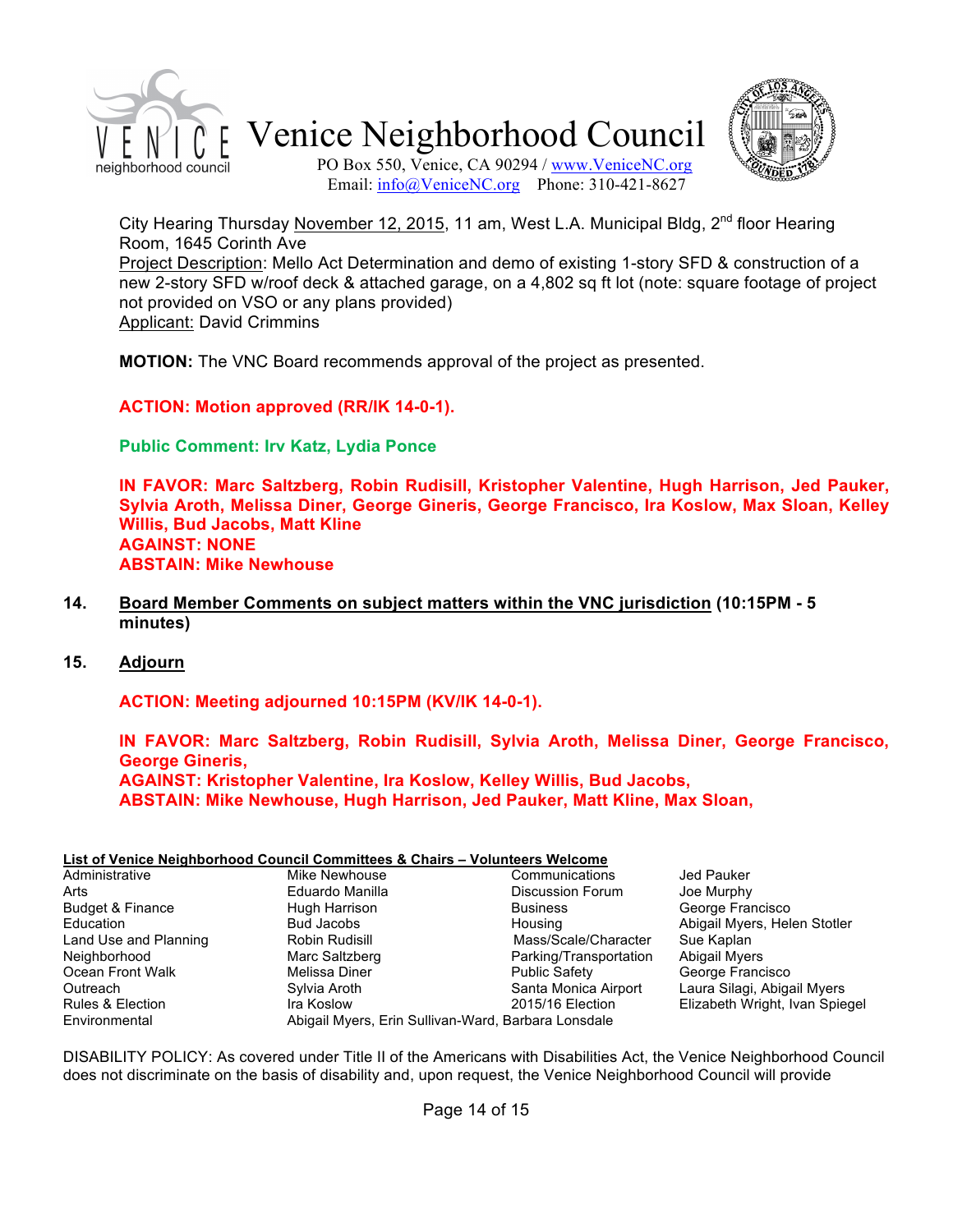City Hearing Thursday November 12, 2015, 11 am, West L.A. Municipal Bldg, 2nd floor Hearing Room, 1645 Corinth Ave
Project Description: Mello Act Determination and demo of existing 1-story SFD & construction of a new 2-story SFD w/roof deck & attached garage, on a 4,802 sq ft lot (note: square footage of project not provided on VSO or any plans provided)
Applicant: David Crimmins

**MOTION:** The VNC Board recommends approval of the project as presented.

**ACTION: Motion approved (RR/IK 14-0-1).**

**Public Comment: Irv Katz, Lydia Ponce**

**IN FAVOR: Marc Saltzberg, Robin Rudisill, Kristopher Valentine, Hugh Harrison, Jed Pauker, Sylvia Aroth, Melissa Diner, George Gineris, George Francisco, Ira Koslow, Max Sloan, Kelley Willis, Bud Jacobs, Matt Kline**
**AGAINST: NONE**
**ABSTAIN: Mike Newhouse**

14. **Board Member Comments on subject matters within the VNC jurisdiction (10:15PM - 5 minutes)**

15. **Adjourn**

**ACTION: Meeting adjourned 10:15PM (KV/IK 14-0-1).**

**IN FAVOR: Marc Saltzberg, Robin Rudisill, Sylvia Aroth, Melissa Diner, George Francisco, George Gineris,**
**AGAINST: Kristopher Valentine, Ira Koslow, Kelley Willis, Bud Jacobs,**
**ABSTAIN: Mike Newhouse, Hugh Harrison, Jed Pauker, Matt Kline, Max Sloan,**

**List of Venice Neighborhood Council Committees & Chairs – Volunteers Welcome**

| | | | |
|---|---|---|---|
| Administrative | Mike Newhouse | Communications | Jed Pauker |
| Arts | Eduardo Manilla | Discussion Forum | Joe Murphy |
| Budget & Finance | Hugh Harrison | Business | George Francisco |
| Education | Bud Jacobs | Housing | Abigail Myers, Helen Stotler |
| Land Use and Planning | Robin Rudisill | Mass/Scale/Character | Sue Kaplan |
| Neighborhood | Marc Saltzberg | Parking/Transportation | Abigail Myers |
| Ocean Front Walk | Melissa Diner | Public Safety | George Francisco |
| Outreach | Sylvia Aroth | Santa Monica Airport | Laura Silagi, Abigail Myers |
| Rules & Election | Ira Koslow | 2015/16 Election | Elizabeth Wright, Ivan Spiegel |
| Environmental | Abigail Myers, Erin Sullivan-Ward, Barbara Lonsdale | | |

DISABILITY POLICY: As covered under Title II of the Americans with Disabilities Act, the Venice Neighborhood Council does not discriminate on the basis of disability and, upon request, the Venice Neighborhood Council will provide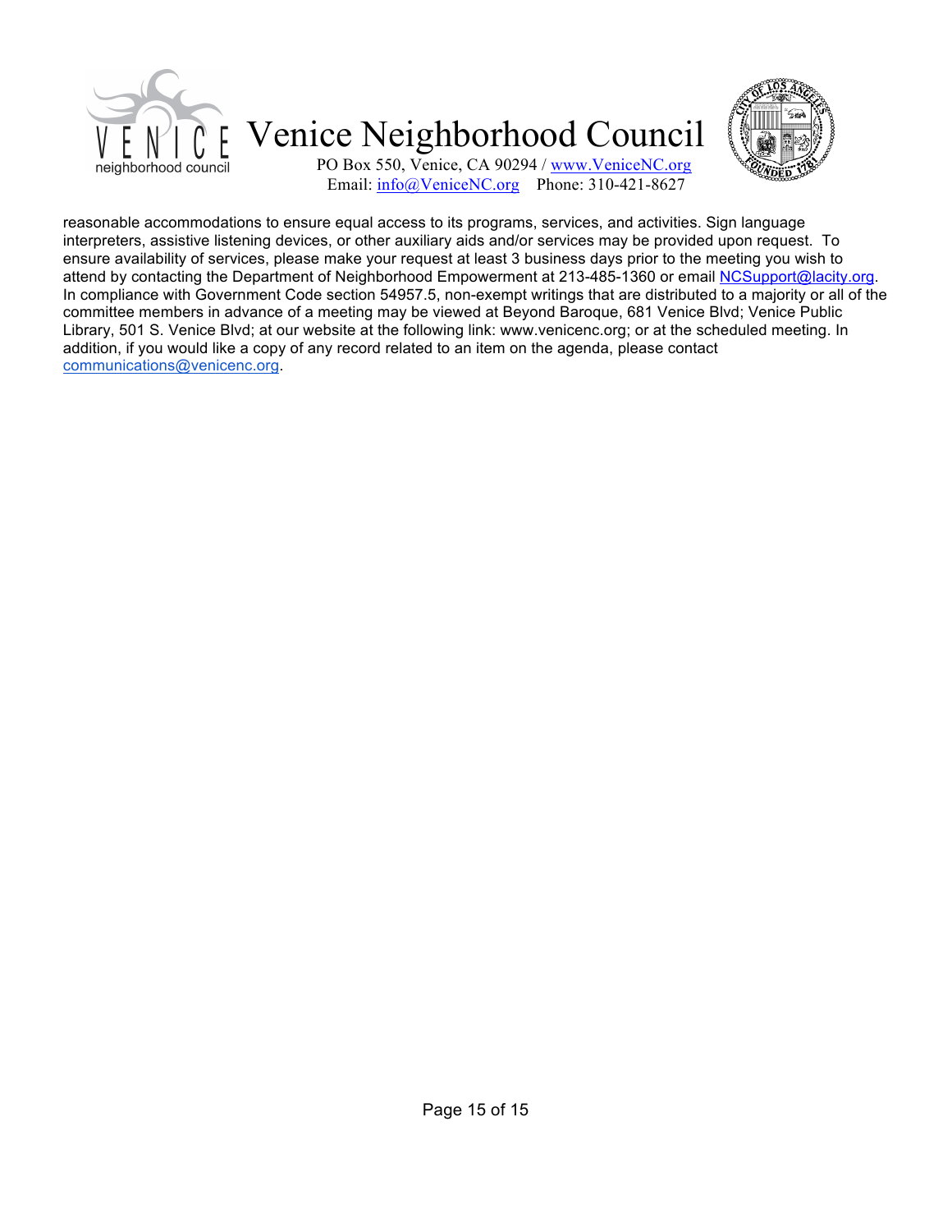reasonable accommodations to ensure equal access to its programs, services, and activities. Sign language interpreters, assistive listening devices, or other auxiliary aids and/or services may be provided upon request. To ensure availability of services, please make your request at least 3 business days prior to the meeting you wish to attend by contacting the Department of Neighborhood Empowerment at 213-485-1360 or email NCSupport@lacity.org. In compliance with Government Code section 54957.5, non-exempt writings that are distributed to a majority or all of the committee members in advance of a meeting may be viewed at Beyond Baroque, 681 Venice Blvd; Venice Public Library, 501 S. Venice Blvd; at our website at the following link: www.venicenc.org; or at the scheduled meeting. In addition, if you would like a copy of any record related to an item on the agenda, please contact communications@venicenc.org.